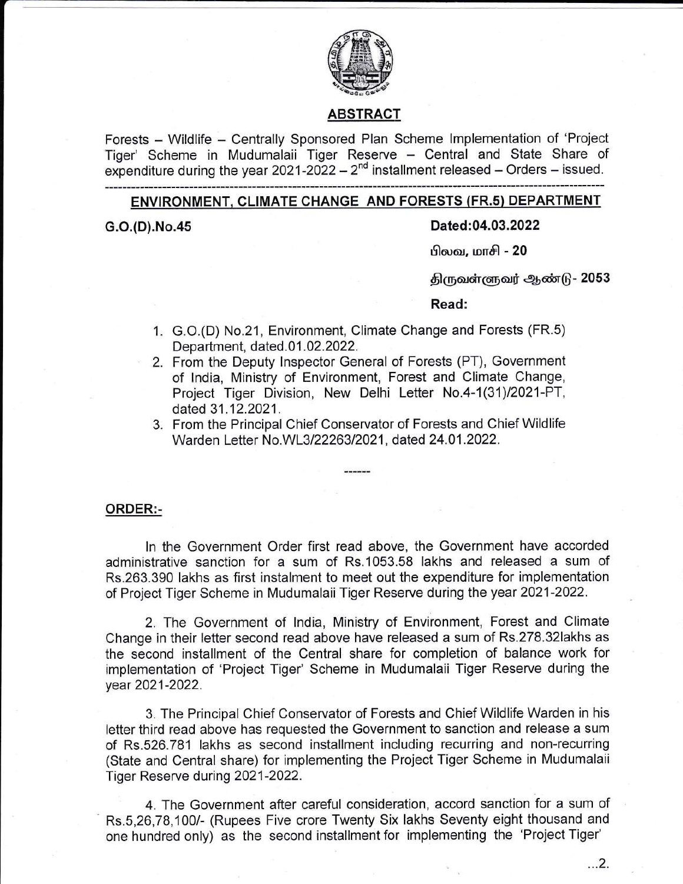## ABSTRACT

Forests – Wildlife – Centrally Sponsored Plan Scheme Implementation of 'Project Tiger' Scheme in Mudumalaii Tiger Reserve – Central and State Share of expenditure during the year 2021-2022 – 2nd installment released – Orders – issued.

---

## ENVIRONMENT, CLIMATE CHANGE AND FORESTS (FR.5) DEPARTMENT

**G.O.(D).No.45** **Dated:04.03.2022**

பிலவ, மாசி - **20**

திருவள்ளுவர் ஆண்டு- **2053**

**Read:**

1. G.O.(D) No.21, Environment, Climate Change and Forests (FR.5) Department, dated.01.02.2022.
2. From the Deputy Inspector General of Forests (PT), Government of India, Ministry of Environment, Forest and Climate Change, Project Tiger Division, New Delhi Letter No.4-1(31)/2021-PT, dated 31.12.2021.
3. From the Principal Chief Conservator of Forests and Chief Wildlife Warden Letter No.WL3/22263/2021, dated 24.01.2022.

------

**ORDER:-**

In the Government Order first read above, the Government have accorded administrative sanction for a sum of Rs.1053.58 lakhs and released a sum of Rs.263.390 lakhs as first instalment to meet out the expenditure for implementation of Project Tiger Scheme in Mudumalaii Tiger Reserve during the year 2021-2022.

2. The Government of India, Ministry of Environment, Forest and Climate Change in their letter second read above have released a sum of Rs.278.32lakhs as the second installment of the Central share for completion of balance work for implementation of 'Project Tiger' Scheme in Mudumalaii Tiger Reserve during the year 2021-2022.

3. The Principal Chief Conservator of Forests and Chief Wildlife Warden in his letter third read above has requested the Government to sanction and release a sum of Rs.526.781 lakhs as second installment including recurring and non-recurring (State and Central share) for implementing the Project Tiger Scheme in Mudumalaii Tiger Reserve during 2021-2022.

4. The Government after careful consideration, accord sanction for a sum of Rs.5,26,78,100/- (Rupees Five crore Twenty Six lakhs Seventy eight thousand and one hundred only) as the second installment for implementing the 'Project Tiger'

...2.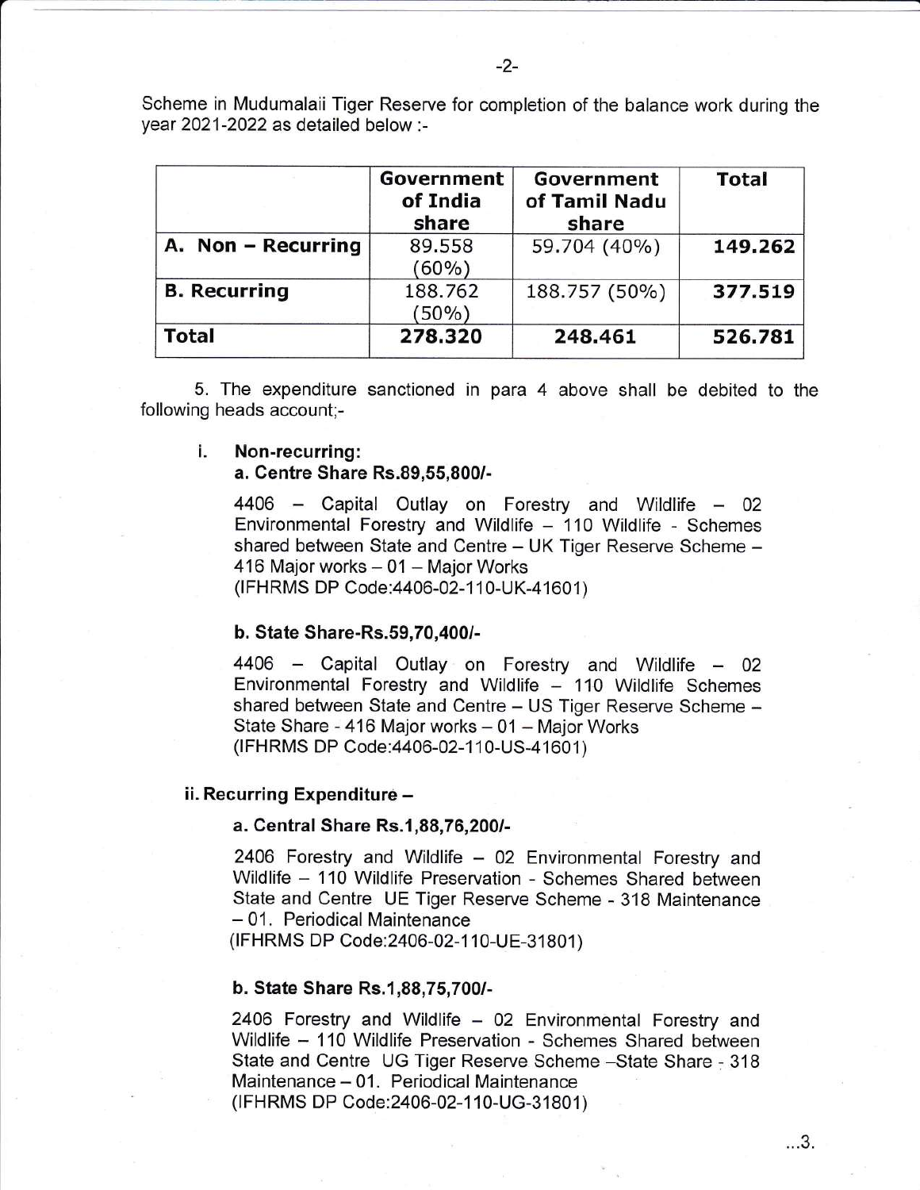Scheme in Mudumalaii Tiger Reserve for completion of the balance work during the year 2021-2022 as detailed below :-

| | Government of India share | Government of Tamil Nadu share | Total |
|---|---|---|---|
| **A. Non – Recurring** | 89.558 (60%) | 59.704 (40%) | **149.262** |
| **B. Recurring** | 188.762 (50%) | 188.757 (50%) | **377.519** |
| **Total** | **278.320** | **248.461** | **526.781** |

5. The expenditure sanctioned in para 4 above shall be debited to the following heads account;-

i. **Non-recurring:**

**a. Centre Share Rs.89,55,800/-**

4406 – Capital Outlay on Forestry and Wildlife – 02 Environmental Forestry and Wildlife – 110 Wildlife - Schemes shared between State and Centre – UK Tiger Reserve Scheme – 416 Major works – 01 – Major Works
(IFHRMS DP Code:4406-02-110-UK-41601)

**b. State Share-Rs.59,70,400/-**

4406 – Capital Outlay on Forestry and Wildlife – 02 Environmental Forestry and Wildlife – 110 Wildlife Schemes shared between State and Centre – US Tiger Reserve Scheme – State Share - 416 Major works – 01 – Major Works
(IFHRMS DP Code:4406-02-110-US-41601)

**ii. Recurring Expenditure –**

**a. Central Share Rs.1,88,76,200/-**

2406 Forestry and Wildlife – 02 Environmental Forestry and Wildlife – 110 Wildlife Preservation - Schemes Shared between State and Centre UE Tiger Reserve Scheme - 318 Maintenance – 01. Periodical Maintenance
(IFHRMS DP Code:2406-02-110-UE-31801)

**b. State Share Rs.1,88,75,700/-**

2406 Forestry and Wildlife – 02 Environmental Forestry and Wildlife – 110 Wildlife Preservation - Schemes Shared between State and Centre UG Tiger Reserve Scheme –State Share - 318 Maintenance – 01. Periodical Maintenance
(IFHRMS DP Code:2406-02-110-UG-31801)

...3.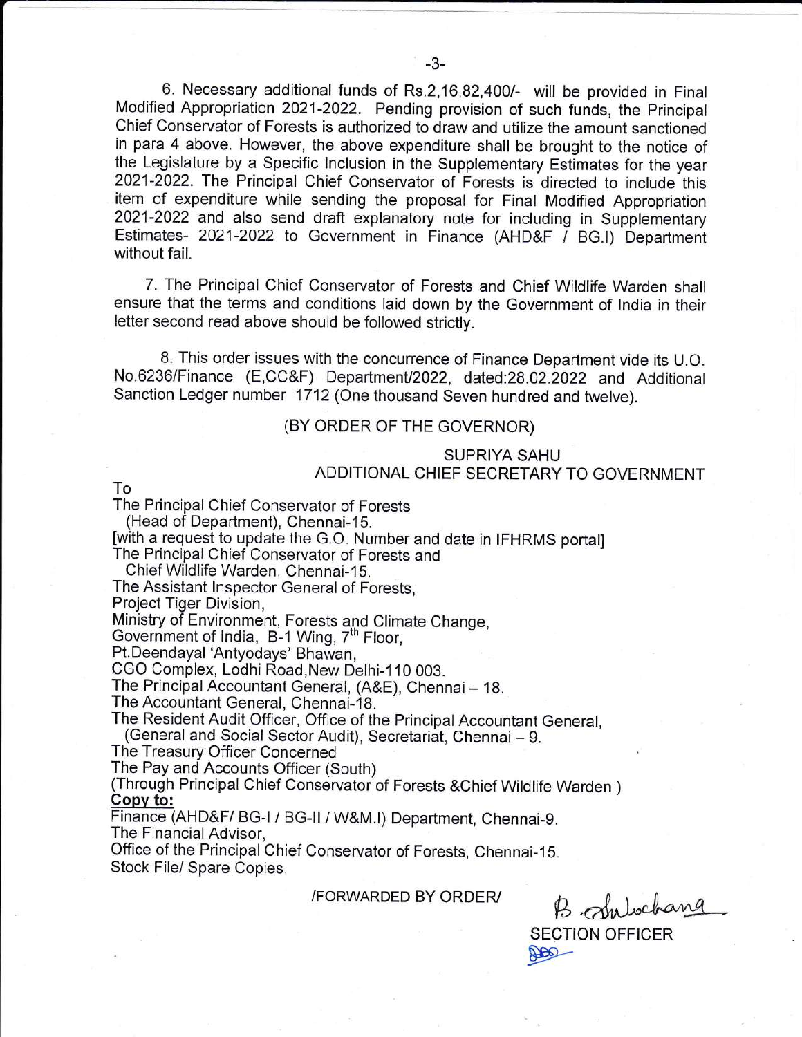6. Necessary additional funds of Rs.2,16,82,400/- will be provided in Final Modified Appropriation 2021-2022. Pending provision of such funds, the Principal Chief Conservator of Forests is authorized to draw and utilize the amount sanctioned in para 4 above. However, the above expenditure shall be brought to the notice of the Legislature by a Specific Inclusion in the Supplementary Estimates for the year 2021-2022. The Principal Chief Conservator of Forests is directed to include this item of expenditure while sending the proposal for Final Modified Appropriation 2021-2022 and also send draft explanatory note for including in Supplementary Estimates- 2021-2022 to Government in Finance (AHD&F / BG.I) Department without fail.

7. The Principal Chief Conservator of Forests and Chief Wildlife Warden shall ensure that the terms and conditions laid down by the Government of India in their letter second read above should be followed strictly.

8. This order issues with the concurrence of Finance Department vide its U.O. No.6236/Finance (E,CC&F) Department/2022, dated:28.02.2022 and Additional Sanction Ledger number 1712 (One thousand Seven hundred and twelve).

(BY ORDER OF THE GOVERNOR)

SUPRIYA SAHU
ADDITIONAL CHIEF SECRETARY TO GOVERNMENT

To

The Principal Chief Conservator of Forests
(Head of Department), Chennai-15.
[with a request to update the G.O. Number and date in IFHRMS portal]
The Principal Chief Conservator of Forests and
Chief Wildlife Warden, Chennai-15.
The Assistant Inspector General of Forests,
Project Tiger Division,
Ministry of Environment, Forests and Climate Change,
Government of India, B-1 Wing, 7th Floor,
Pt.Deendayal 'Antyodays' Bhawan,
CGO Complex, Lodhi Road,New Delhi-110 003.
The Principal Accountant General, (A&E), Chennai – 18.
The Accountant General, Chennai-18.
The Resident Audit Officer, Office of the Principal Accountant General,
(General and Social Sector Audit), Secretariat, Chennai – 9.
The Treasury Officer Concerned
The Pay and Accounts Officer (South)
(Through Principal Chief Conservator of Forests &Chief Wildlife Warden )

**Copy to:**

Finance (AHD&F/ BG-I / BG-II / W&M.I) Department, Chennai-9.
The Financial Advisor,
Office of the Principal Chief Conservator of Forests, Chennai-15.
Stock File/ Spare Copies.

/FORWARDED BY ORDER/

B. Sulochana
SECTION OFFICER